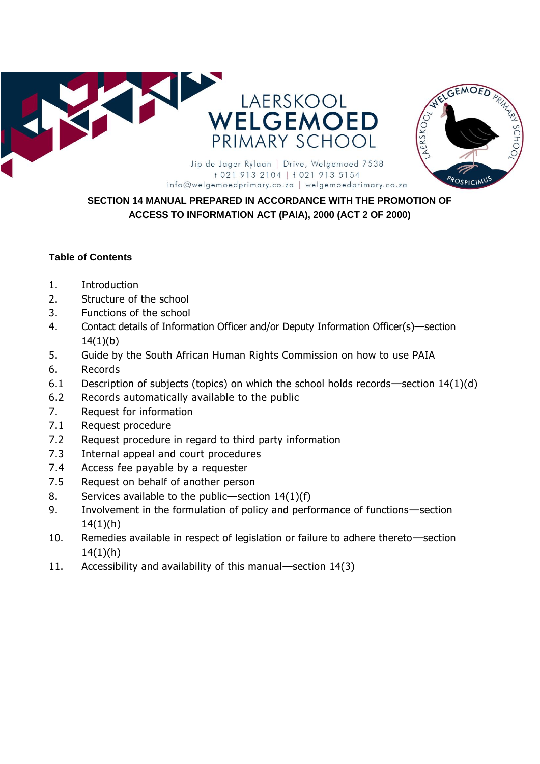LAERSKOOL
**WELGEMOED**
PRIMARY SCHOOL

Jip de Jager Rylaan | Drive, Welgemoed 7538
t 021 913 2104 | f 021 913 5154
info@welgemoedprimary.co.za | welgemoedprimary.co.za

LAERSKOOL WELGEMOED PRIMARY SCHOOL
PROSPICIMUS

# SECTION 14 MANUAL PREPARED IN ACCORDANCE WITH THE PROMOTION OF ACCESS TO INFORMATION ACT (PAIA), 2000 (ACT 2 OF 2000)

**Table of Contents**

1. Introduction
2. Structure of the school
3. Functions of the school
4. Contact details of Information Officer and/or Deputy Information Officer(s)—section 14(1)(b)
5. Guide by the South African Human Rights Commission on how to use PAIA
6. Records
   - 6.1 Description of subjects (topics) on which the school holds records—section 14(1)(d)
   - 6.2 Records automatically available to the public
7. Request for information
   - 7.1 Request procedure
   - 7.2 Request procedure in regard to third party information
   - 7.3 Internal appeal and court procedures
   - 7.4 Access fee payable by a requester
   - 7.5 Request on behalf of another person
8. Services available to the public—section 14(1)(f)
9. Involvement in the formulation of policy and performance of functions—section 14(1)(h)
10. Remedies available in respect of legislation or failure to adhere thereto—section 14(1)(h)
11. Accessibility and availability of this manual—section 14(3)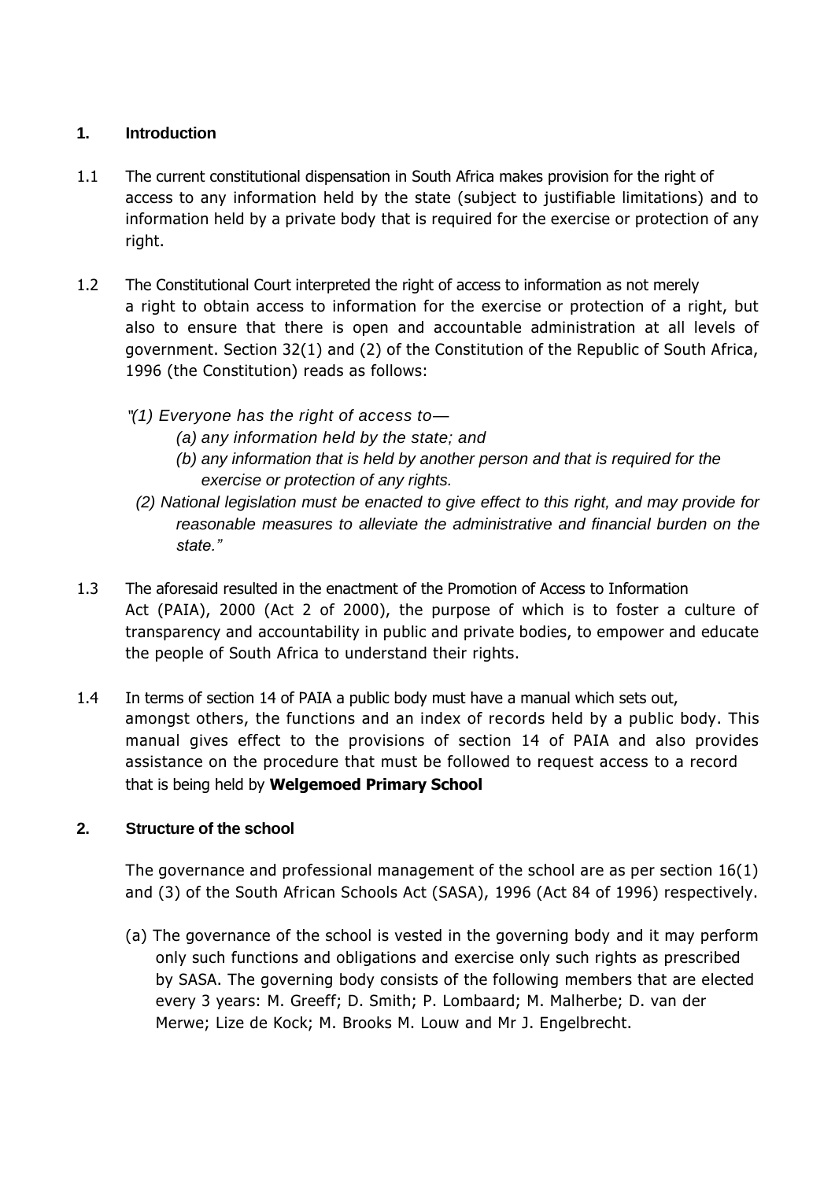## 1. Introduction

1.1 The current constitutional dispensation in South Africa makes provision for the right of access to any information held by the state (subject to justifiable limitations) and to information held by a private body that is required for the exercise or protection of any right.

1.2 The Constitutional Court interpreted the right of access to information as not merely a right to obtain access to information for the exercise or protection of a right, but also to ensure that there is open and accountable administration at all levels of government. Section 32(1) and (2) of the Constitution of the Republic of South Africa, 1996 (the Constitution) reads as follows:

> *"(1) Everyone has the right of access to—*
> *(a) any information held by the state; and*
> *(b) any information that is held by another person and that is required for the exercise or protection of any rights.*
> *(2) National legislation must be enacted to give effect to this right, and may provide for reasonable measures to alleviate the administrative and financial burden on the state."*

1.3 The aforesaid resulted in the enactment of the Promotion of Access to Information Act (PAIA), 2000 (Act 2 of 2000), the purpose of which is to foster a culture of transparency and accountability in public and private bodies, to empower and educate the people of South Africa to understand their rights.

1.4 In terms of section 14 of PAIA a public body must have a manual which sets out, amongst others, the functions and an index of records held by a public body. This manual gives effect to the provisions of section 14 of PAIA and also provides assistance on the procedure that must be followed to request access to a record that is being held by **Welgemoed Primary School**

## 2. Structure of the school

The governance and professional management of the school are as per section 16(1) and (3) of the South African Schools Act (SASA), 1996 (Act 84 of 1996) respectively.

(a) The governance of the school is vested in the governing body and it may perform only such functions and obligations and exercise only such rights as prescribed by SASA. The governing body consists of the following members that are elected every 3 years: M. Greeff; D. Smith; P. Lombaard; M. Malherbe; D. van der Merwe; Lize de Kock; M. Brooks M. Louw and Mr J. Engelbrecht.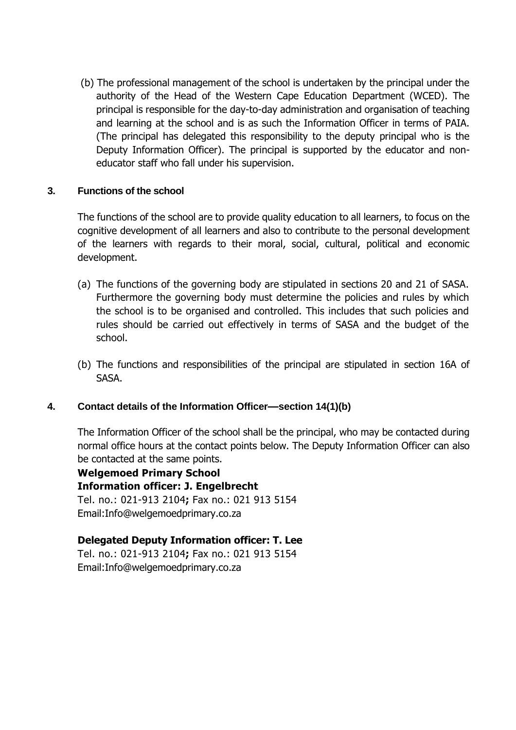(b) The professional management of the school is undertaken by the principal under the authority of the Head of the Western Cape Education Department (WCED). The principal is responsible for the day-to-day administration and organisation of teaching and learning at the school and is as such the Information Officer in terms of PAIA. (The principal has delegated this responsibility to the deputy principal who is the Deputy Information Officer). The principal is supported by the educator and non-educator staff who fall under his supervision.

## 3. Functions of the school

The functions of the school are to provide quality education to all learners, to focus on the cognitive development of all learners and also to contribute to the personal development of the learners with regards to their moral, social, cultural, political and economic development.

(a) The functions of the governing body are stipulated in sections 20 and 21 of SASA. Furthermore the governing body must determine the policies and rules by which the school is to be organised and controlled. This includes that such policies and rules should be carried out effectively in terms of SASA and the budget of the school.

(b) The functions and responsibilities of the principal are stipulated in section 16A of SASA.

## 4. Contact details of the Information Officer—section 14(1)(b)

The Information Officer of the school shall be the principal, who may be contacted during normal office hours at the contact points below. The Deputy Information Officer can also be contacted at the same points.

**Welgemoed Primary School**
**Information officer: J. Engelbrecht**
Tel. no.: 021-913 2104**;** Fax no.: 021 913 5154
Email:Info@welgemoedprimary.co.za

**Delegated Deputy Information officer: T. Lee**
Tel. no.: 021-913 2104**;** Fax no.: 021 913 5154
Email:Info@welgemoedprimary.co.za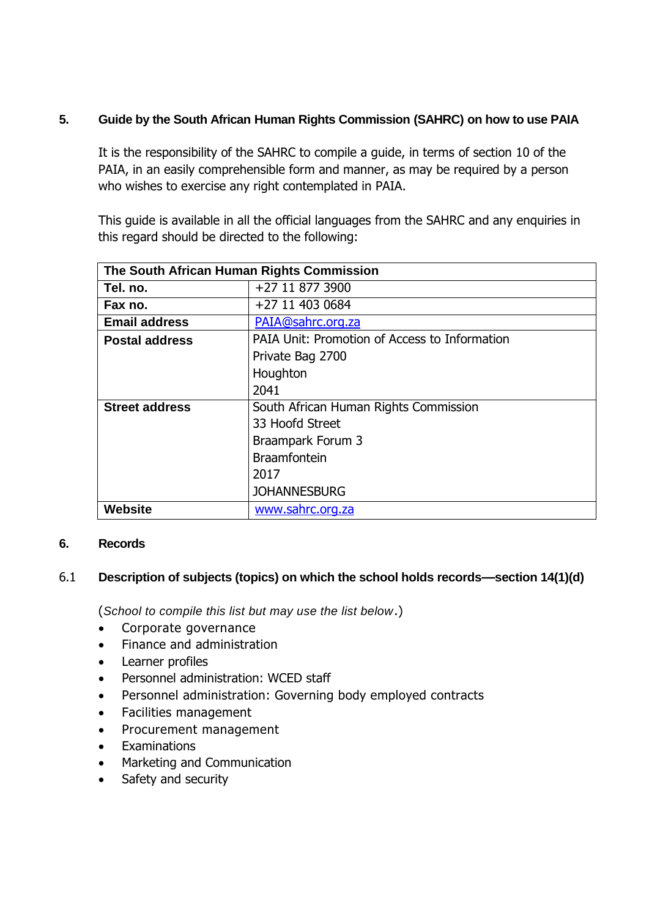## 5. Guide by the South African Human Rights Commission (SAHRC) on how to use PAIA

It is the responsibility of the SAHRC to compile a guide, in terms of section 10 of the PAIA, in an easily comprehensible form and manner, as may be required by a person who wishes to exercise any right contemplated in PAIA.

This guide is available in all the official languages from the SAHRC and any enquiries in this regard should be directed to the following:

| **The South African Human Rights Commission** | |
|---|---|
| **Tel. no.** | +27 11 877 3900 |
| **Fax no.** | +27 11 403 0684 |
| **Email address** | PAIA@sahrc.org.za |
| **Postal address** | PAIA Unit: Promotion of Access to Information<br>Private Bag 2700<br>Houghton<br>2041 |
| **Street address** | South African Human Rights Commission<br>33 Hoofd Street<br>Braampark Forum 3<br>Braamfontein<br>2017<br>JOHANNESBURG |
| **Website** | www.sahrc.org.za |

## 6. Records

### 6.1 Description of subjects (topics) on which the school holds records—section 14(1)(d)

(*School to compile this list but may use the list below*.)

- Corporate governance
- Finance and administration
- Learner profiles
- Personnel administration: WCED staff
- Personnel administration: Governing body employed contracts
- Facilities management
- Procurement management
- Examinations
- Marketing and Communication
- Safety and security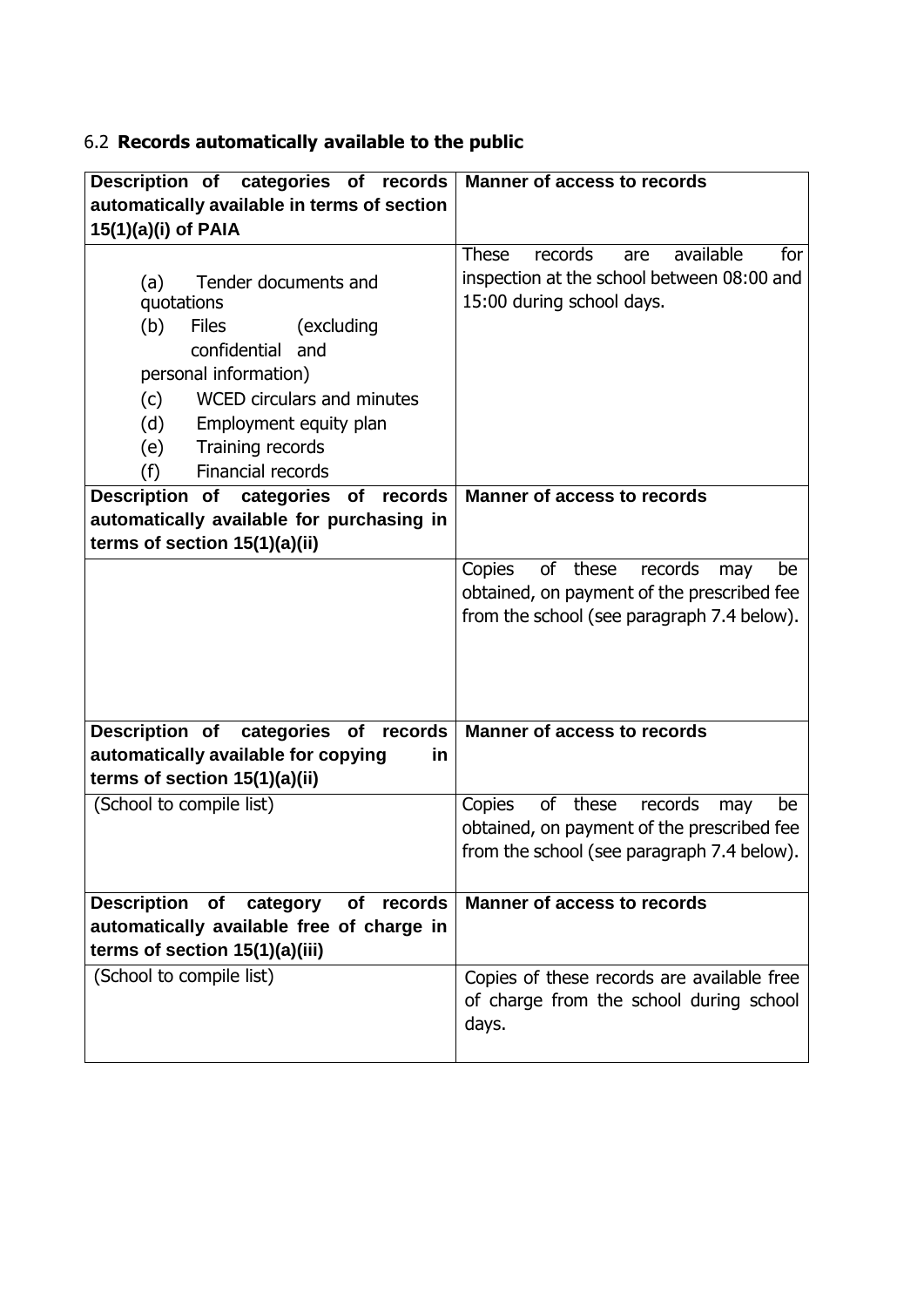## 6.2 **Records automatically available to the public**

| Description of categories of records automatically available in terms of section 15(1)(a)(i) of PAIA | Manner of access to records |
|---|---|
| (a) Tender documents and quotations<br>(b) Files (excluding confidential and personal information)<br>(c) WCED circulars and minutes<br>(d) Employment equity plan<br>(e) Training records<br>(f) Financial records | These records are available for inspection at the school between 08:00 and 15:00 during school days. |
| **Description of categories of records automatically available for purchasing in terms of section 15(1)(a)(ii)** | **Manner of access to records** |
| | Copies of these records may be obtained, on payment of the prescribed fee from the school (see paragraph 7.4 below). |
| **Description of categories of records automatically available for copying in terms of section 15(1)(a)(ii)** | **Manner of access to records** |
| (School to compile list) | Copies of these records may be obtained, on payment of the prescribed fee from the school (see paragraph 7.4 below). |
| **Description of category of records automatically available free of charge in terms of section 15(1)(a)(iii)** | **Manner of access to records** |
| (School to compile list) | Copies of these records are available free of charge from the school during school days. |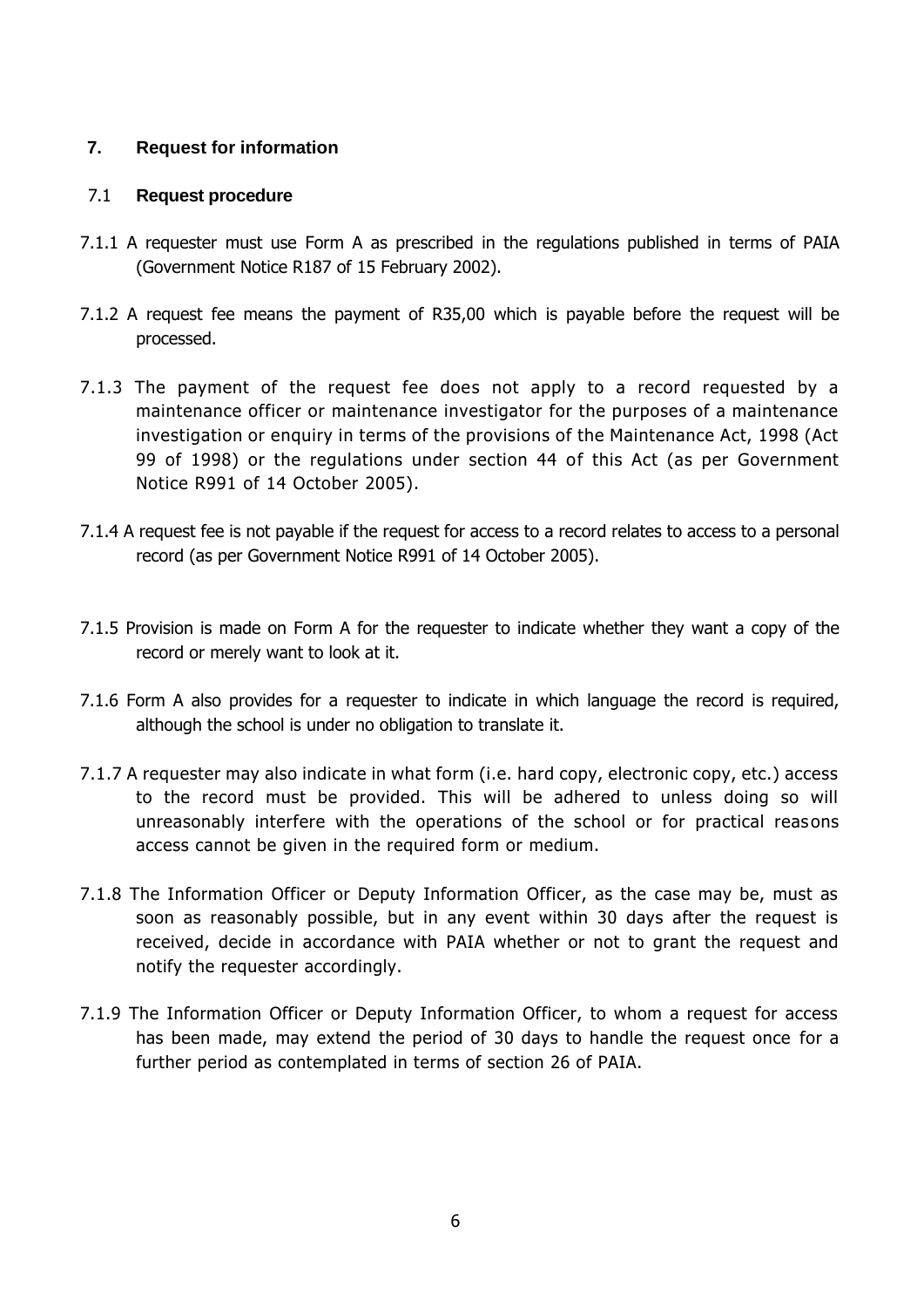## 7. Request for information

### 7.1 Request procedure

7.1.1 A requester must use Form A as prescribed in the regulations published in terms of PAIA (Government Notice R187 of 15 February 2002).

7.1.2 A request fee means the payment of R35,00 which is payable before the request will be processed.

7.1.3 The payment of the request fee does not apply to a record requested by a maintenance officer or maintenance investigator for the purposes of a maintenance investigation or enquiry in terms of the provisions of the Maintenance Act, 1998 (Act 99 of 1998) or the regulations under section 44 of this Act (as per Government Notice R991 of 14 October 2005).

7.1.4 A request fee is not payable if the request for access to a record relates to access to a personal record (as per Government Notice R991 of 14 October 2005).

7.1.5 Provision is made on Form A for the requester to indicate whether they want a copy of the record or merely want to look at it.

7.1.6 Form A also provides for a requester to indicate in which language the record is required, although the school is under no obligation to translate it.

7.1.7 A requester may also indicate in what form (i.e. hard copy, electronic copy, etc.) access to the record must be provided. This will be adhered to unless doing so will unreasonably interfere with the operations of the school or for practical reasons access cannot be given in the required form or medium.

7.1.8 The Information Officer or Deputy Information Officer, as the case may be, must as soon as reasonably possible, but in any event within 30 days after the request is received, decide in accordance with PAIA whether or not to grant the request and notify the requester accordingly.

7.1.9 The Information Officer or Deputy Information Officer, to whom a request for access has been made, may extend the period of 30 days to handle the request once for a further period as contemplated in terms of section 26 of PAIA.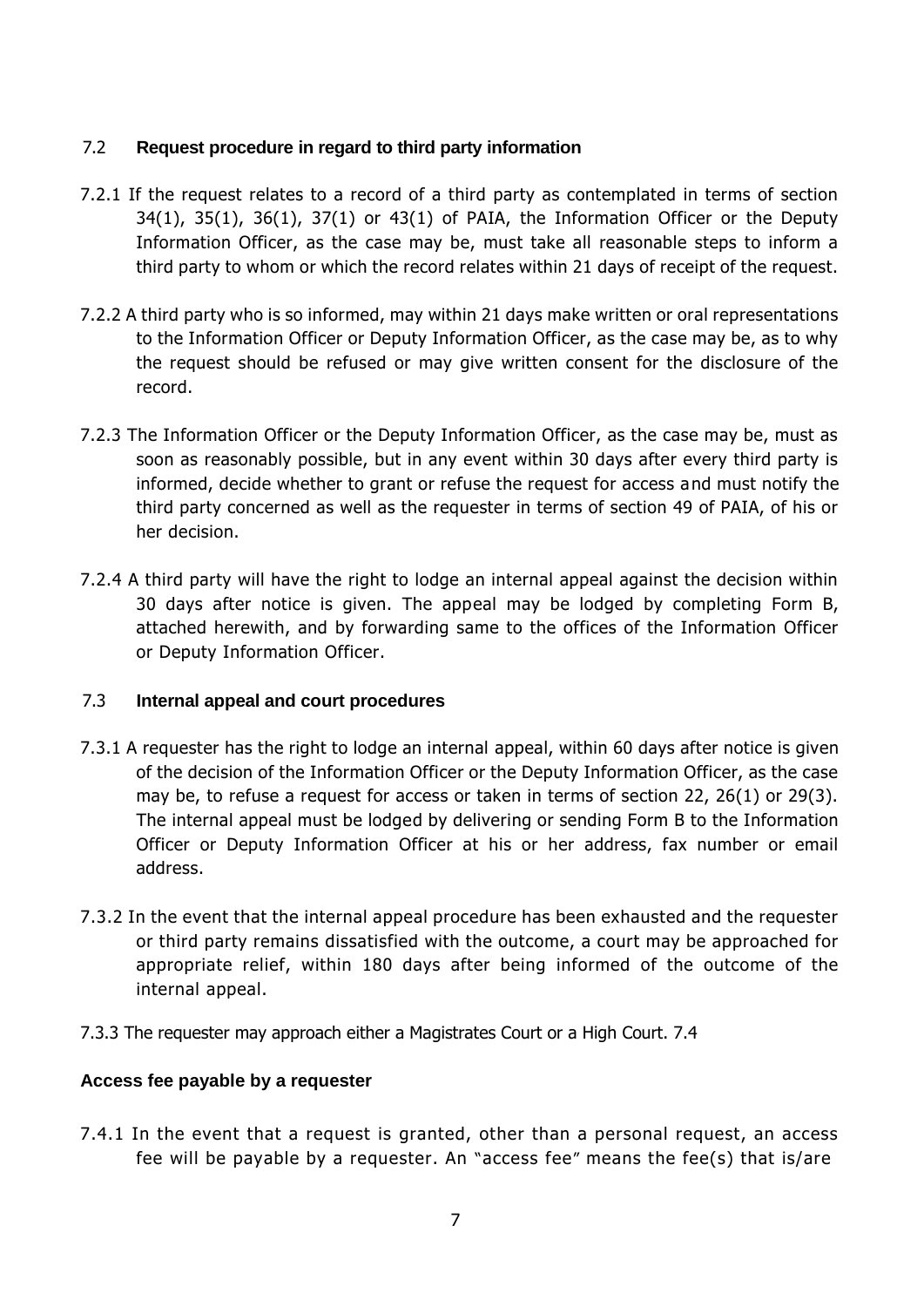### 7.2 Request procedure in regard to third party information

7.2.1 If the request relates to a record of a third party as contemplated in terms of section 34(1), 35(1), 36(1), 37(1) or 43(1) of PAIA, the Information Officer or the Deputy Information Officer, as the case may be, must take all reasonable steps to inform a third party to whom or which the record relates within 21 days of receipt of the request.

7.2.2 A third party who is so informed, may within 21 days make written or oral representations to the Information Officer or Deputy Information Officer, as the case may be, as to why the request should be refused or may give written consent for the disclosure of the record.

7.2.3 The Information Officer or the Deputy Information Officer, as the case may be, must as soon as reasonably possible, but in any event within 30 days after every third party is informed, decide whether to grant or refuse the request for access and must notify the third party concerned as well as the requester in terms of section 49 of PAIA, of his or her decision.

7.2.4 A third party will have the right to lodge an internal appeal against the decision within 30 days after notice is given. The appeal may be lodged by completing Form B, attached herewith, and by forwarding same to the offices of the Information Officer or Deputy Information Officer.

### 7.3 Internal appeal and court procedures

7.3.1 A requester has the right to lodge an internal appeal, within 60 days after notice is given of the decision of the Information Officer or the Deputy Information Officer, as the case may be, to refuse a request for access or taken in terms of section 22, 26(1) or 29(3). The internal appeal must be lodged by delivering or sending Form B to the Information Officer or Deputy Information Officer at his or her address, fax number or email address.

7.3.2 In the event that the internal appeal procedure has been exhausted and the requester or third party remains dissatisfied with the outcome, a court may be approached for appropriate relief, within 180 days after being informed of the outcome of the internal appeal.

7.3.3 The requester may approach either a Magistrates Court or a High Court. 7.4

### Access fee payable by a requester

7.4.1 In the event that a request is granted, other than a personal request, an access fee will be payable by a requester. An "access fee" means the fee(s) that is/are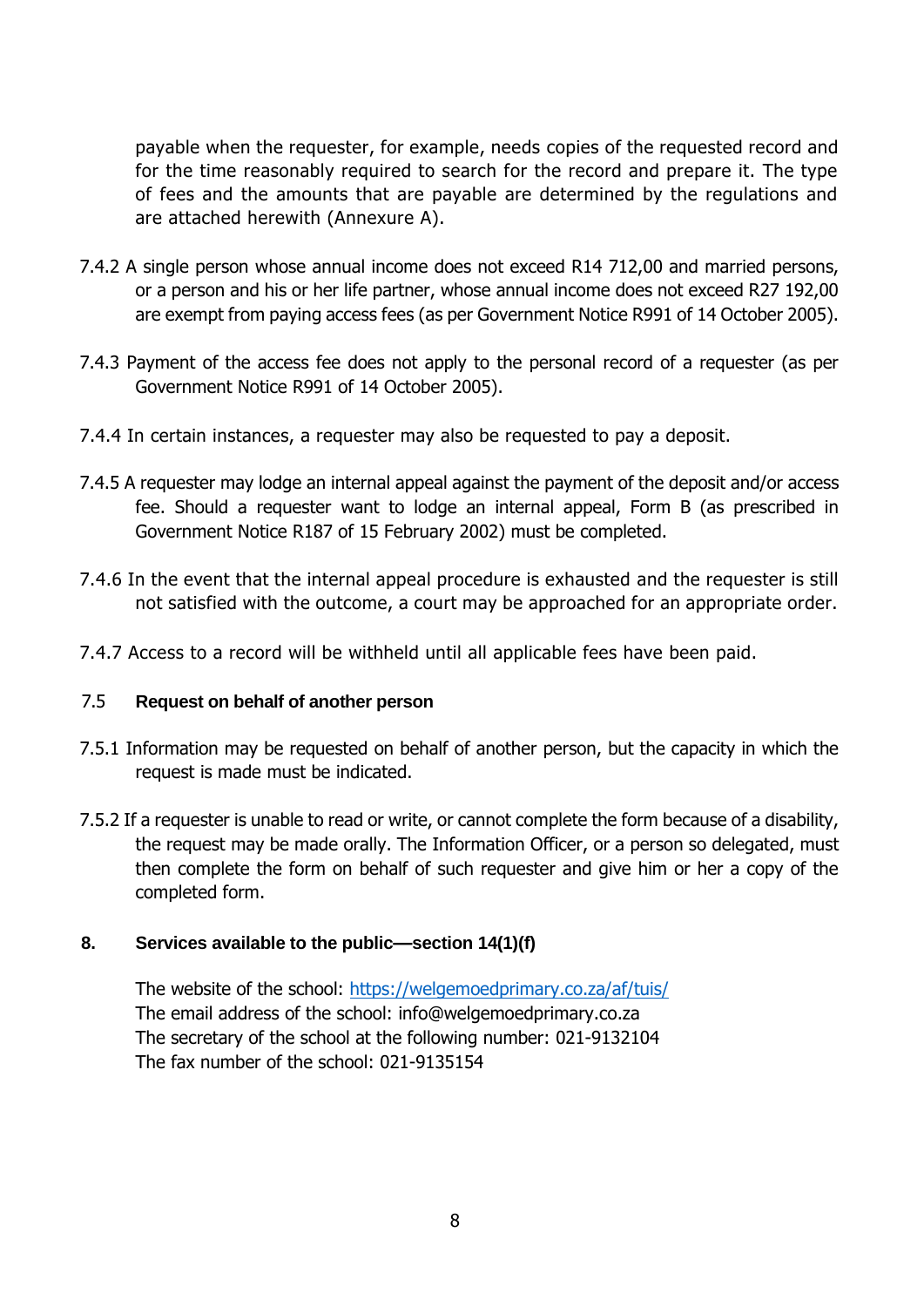payable when the requester, for example, needs copies of the requested record and for the time reasonably required to search for the record and prepare it. The type of fees and the amounts that are payable are determined by the regulations and are attached herewith (Annexure A).

7.4.2 A single person whose annual income does not exceed R14 712,00 and married persons, or a person and his or her life partner, whose annual income does not exceed R27 192,00 are exempt from paying access fees (as per Government Notice R991 of 14 October 2005).

7.4.3 Payment of the access fee does not apply to the personal record of a requester (as per Government Notice R991 of 14 October 2005).

7.4.4 In certain instances, a requester may also be requested to pay a deposit.

7.4.5 A requester may lodge an internal appeal against the payment of the deposit and/or access fee. Should a requester want to lodge an internal appeal, Form B (as prescribed in Government Notice R187 of 15 February 2002) must be completed.

7.4.6 In the event that the internal appeal procedure is exhausted and the requester is still not satisfied with the outcome, a court may be approached for an appropriate order.

7.4.7 Access to a record will be withheld until all applicable fees have been paid.

### 7.5 Request on behalf of another person

7.5.1 Information may be requested on behalf of another person, but the capacity in which the request is made must be indicated.

7.5.2 If a requester is unable to read or write, or cannot complete the form because of a disability, the request may be made orally. The Information Officer, or a person so delegated, must then complete the form on behalf of such requester and give him or her a copy of the completed form.

## 8. Services available to the public—section 14(1)(f)

The website of the school: [https://welgemoedprimary.co.za/af/tuis/](https://welgemoedprimary.co.za/af/tuis/)
The email address of the school: info@welgemoedprimary.co.za
The secretary of the school at the following number: 021-9132104
The fax number of the school: 021-9135154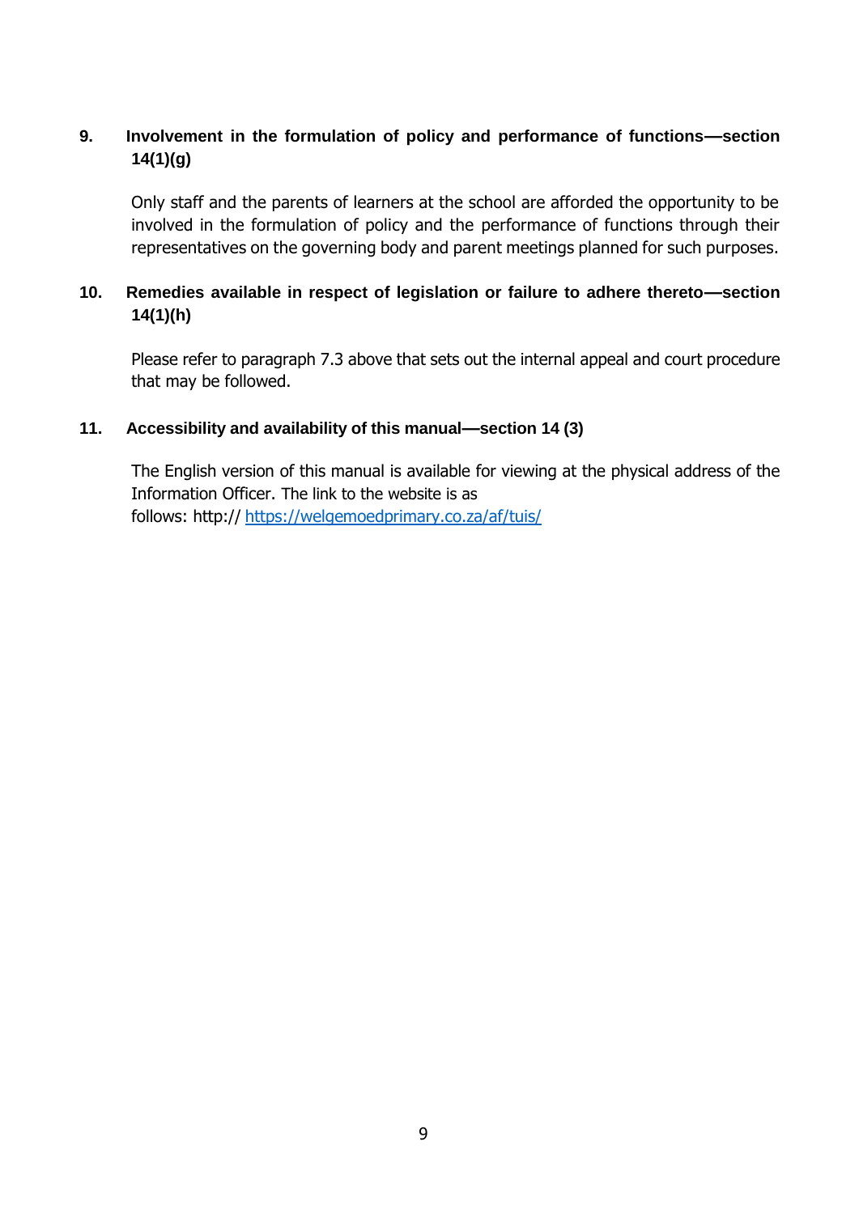## 9. Involvement in the formulation of policy and performance of functions—section 14(1)(g)

Only staff and the parents of learners at the school are afforded the opportunity to be involved in the formulation of policy and the performance of functions through their representatives on the governing body and parent meetings planned for such purposes.

## 10. Remedies available in respect of legislation or failure to adhere thereto—section 14(1)(h)

Please refer to paragraph 7.3 above that sets out the internal appeal and court procedure that may be followed.

## 11. Accessibility and availability of this manual—section 14 (3)

The English version of this manual is available for viewing at the physical address of the Information Officer. The link to the website is as follows: http:// https://welgemoedprimary.co.za/af/tuis/